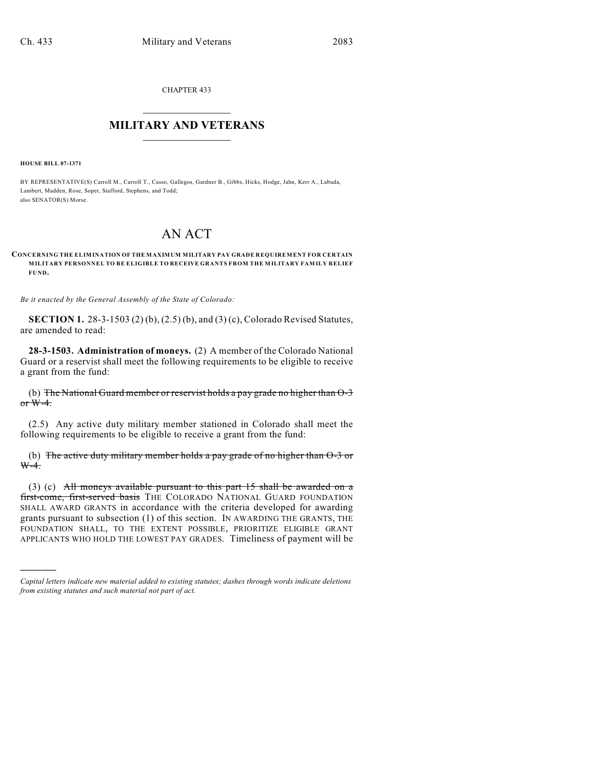CHAPTER 433

# MILITARY AND VETERANS

**HOUSE BILL 07-1371**

BY REPRESENTATIVE(S) Carroll M., Carroll T., Casso, Gallegos, Gardner B., Gibbs, Hicks, Hodge, Jahn, Kerr A., Labuda, Lambert, Madden, Rose, Soper, Stafford, Stephens, and Todd;
also SENATOR(S) Morse.

# AN ACT

**CONCERNING THE ELIMINATION OF THE MAXIMUM MILITARY PAY GRADE REQUIREMENT FOR CERTAIN MILITARY PERSONNEL TO BE ELIGIBLE TO RECEIVE GRANTS FROM THE MILITARY FAMILY RELIEF FUND.**

*Be it enacted by the General Assembly of the State of Colorado:*

**SECTION 1.** 28-3-1503 (2) (b), (2.5) (b), and (3) (c), Colorado Revised Statutes, are amended to read:

**28-3-1503. Administration of moneys.** (2) A member of the Colorado National Guard or a reservist shall meet the following requirements to be eligible to receive a grant from the fund:

(b) ~~The National Guard member or reservist holds a pay grade no higher than O-3 or W-4.~~

(2.5) Any active duty military member stationed in Colorado shall meet the following requirements to be eligible to receive a grant from the fund:

(b) ~~The active duty military member holds a pay grade of no higher than O-3 or W-4.~~

(3) (c) ~~All moneys available pursuant to this part 15 shall be awarded on a first-come, first-served basis~~ THE COLORADO NATIONAL GUARD FOUNDATION SHALL AWARD GRANTS in accordance with the criteria developed for awarding grants pursuant to subsection (1) of this section. IN AWARDING THE GRANTS, THE FOUNDATION SHALL, TO THE EXTENT POSSIBLE, PRIORITIZE ELIGIBLE GRANT APPLICANTS WHO HOLD THE LOWEST PAY GRADES. Timeliness of payment will be

---

*Capital letters indicate new material added to existing statutes; dashes through words indicate deletions from existing statutes and such material not part of act.*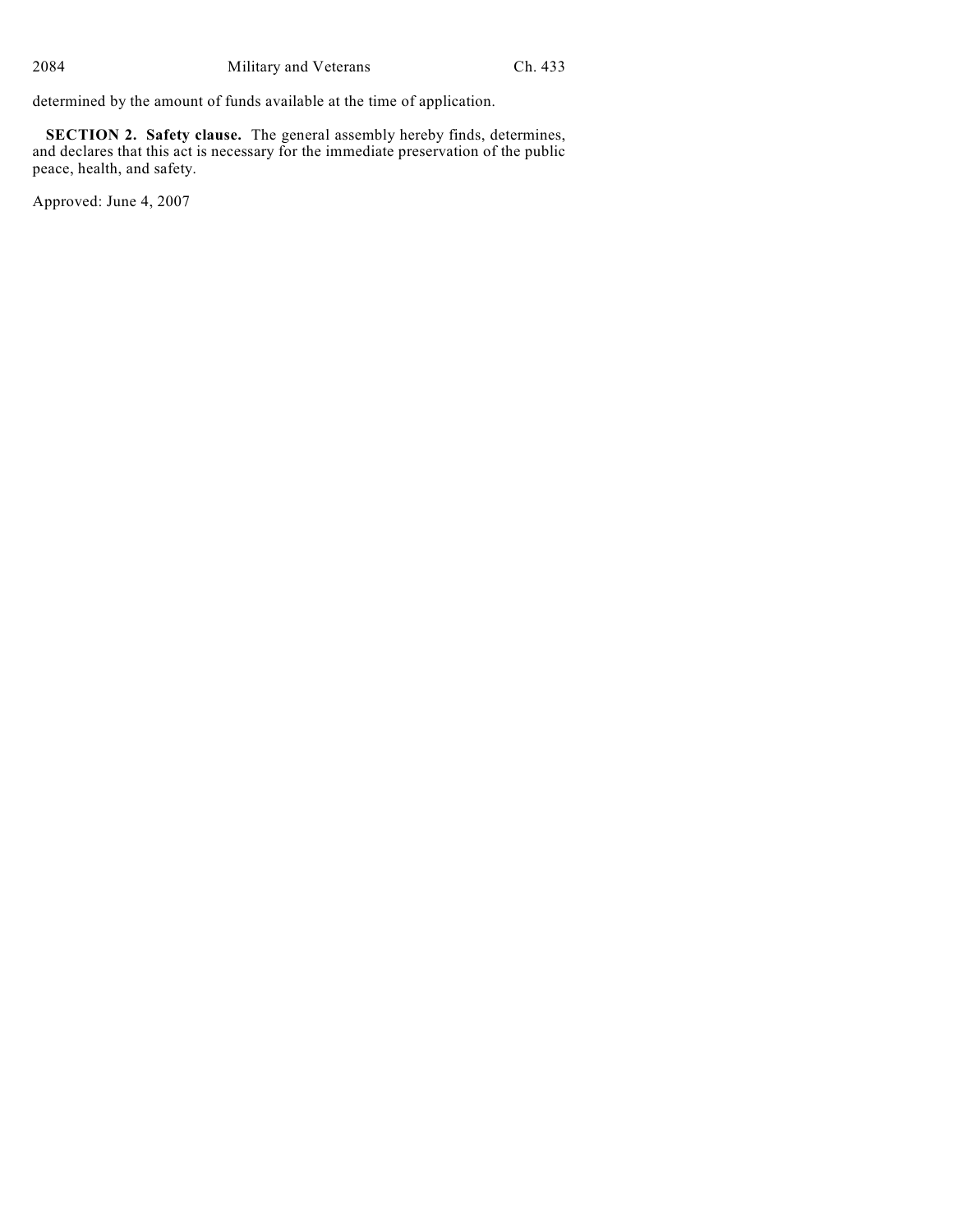determined by the amount of funds available at the time of application.

**SECTION 2. Safety clause.** The general assembly hereby finds, determines, and declares that this act is necessary for the immediate preservation of the public peace, health, and safety.

Approved: June 4, 2007